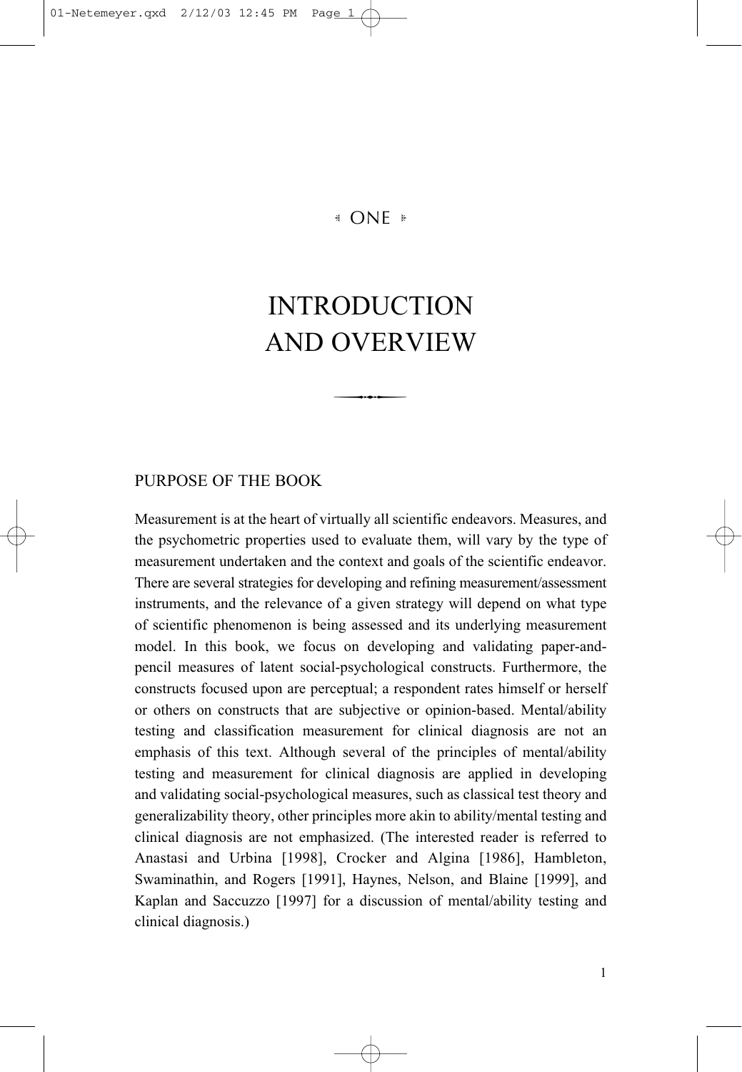# ONE

# INTRODUCTION AND OVERVIEW

## PURPOSE OF THE BOOK

Measurement is at the heart of virtually all scientific endeavors. Measures, and the psychometric properties used to evaluate them, will vary by the type of measurement undertaken and the context and goals of the scientific endeavor. There are several strategies for developing and refining measurement/assessment instruments, and the relevance of a given strategy will depend on what type of scientific phenomenon is being assessed and its underlying measurement model. In this book, we focus on developing and validating paper-and-pencil measures of latent social-psychological constructs. Furthermore, the constructs focused upon are perceptual; a respondent rates himself or herself or others on constructs that are subjective or opinion-based. Mental/ability testing and classification measurement for clinical diagnosis are not an emphasis of this text. Although several of the principles of mental/ability testing and measurement for clinical diagnosis are applied in developing and validating social-psychological measures, such as classical test theory and generalizability theory, other principles more akin to ability/mental testing and clinical diagnosis are not emphasized. (The interested reader is referred to Anastasi and Urbina [1998], Crocker and Algina [1986], Hambleton, Swaminathin, and Rogers [1991], Haynes, Nelson, and Blaine [1999], and Kaplan and Saccuzzo [1997] for a discussion of mental/ability testing and clinical diagnosis.)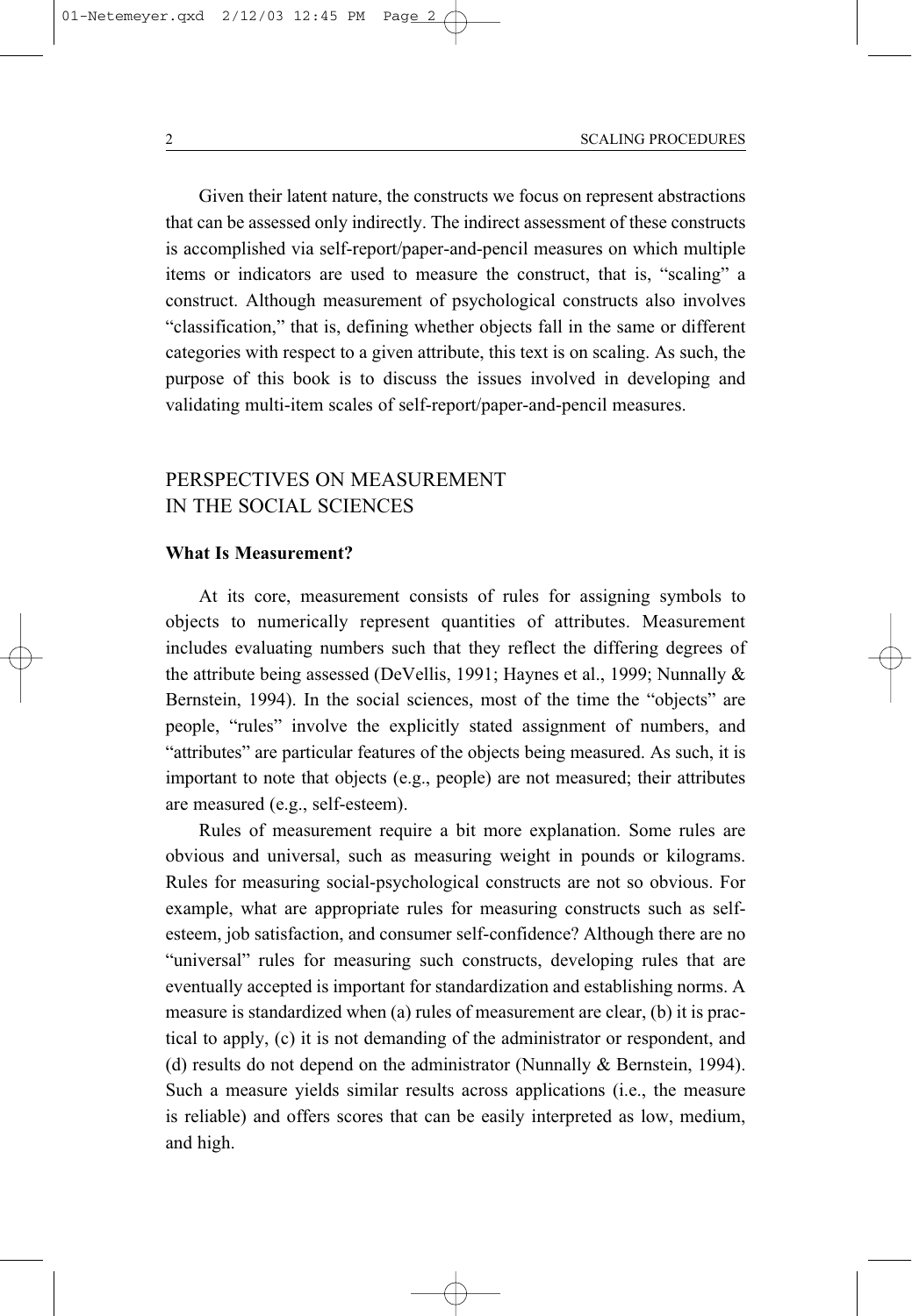Given their latent nature, the constructs we focus on represent abstractions that can be assessed only indirectly. The indirect assessment of these constructs is accomplished via self-report/paper-and-pencil measures on which multiple items or indicators are used to measure the construct, that is, "scaling" a construct. Although measurement of psychological constructs also involves "classification," that is, defining whether objects fall in the same or different categories with respect to a given attribute, this text is on scaling. As such, the purpose of this book is to discuss the issues involved in developing and validating multi-item scales of self-report/paper-and-pencil measures.

## PERSPECTIVES ON MEASUREMENT IN THE SOCIAL SCIENCES

### What Is Measurement?

At its core, measurement consists of rules for assigning symbols to objects to numerically represent quantities of attributes. Measurement includes evaluating numbers such that they reflect the differing degrees of the attribute being assessed (DeVellis, 1991; Haynes et al., 1999; Nunnally & Bernstein, 1994). In the social sciences, most of the time the "objects" are people, "rules" involve the explicitly stated assignment of numbers, and "attributes" are particular features of the objects being measured. As such, it is important to note that objects (e.g., people) are not measured; their attributes are measured (e.g., self-esteem).

Rules of measurement require a bit more explanation. Some rules are obvious and universal, such as measuring weight in pounds or kilograms. Rules for measuring social-psychological constructs are not so obvious. For example, what are appropriate rules for measuring constructs such as self-esteem, job satisfaction, and consumer self-confidence? Although there are no "universal" rules for measuring such constructs, developing rules that are eventually accepted is important for standardization and establishing norms. A measure is standardized when (a) rules of measurement are clear, (b) it is practical to apply, (c) it is not demanding of the administrator or respondent, and (d) results do not depend on the administrator (Nunnally & Bernstein, 1994). Such a measure yields similar results across applications (i.e., the measure is reliable) and offers scores that can be easily interpreted as low, medium, and high.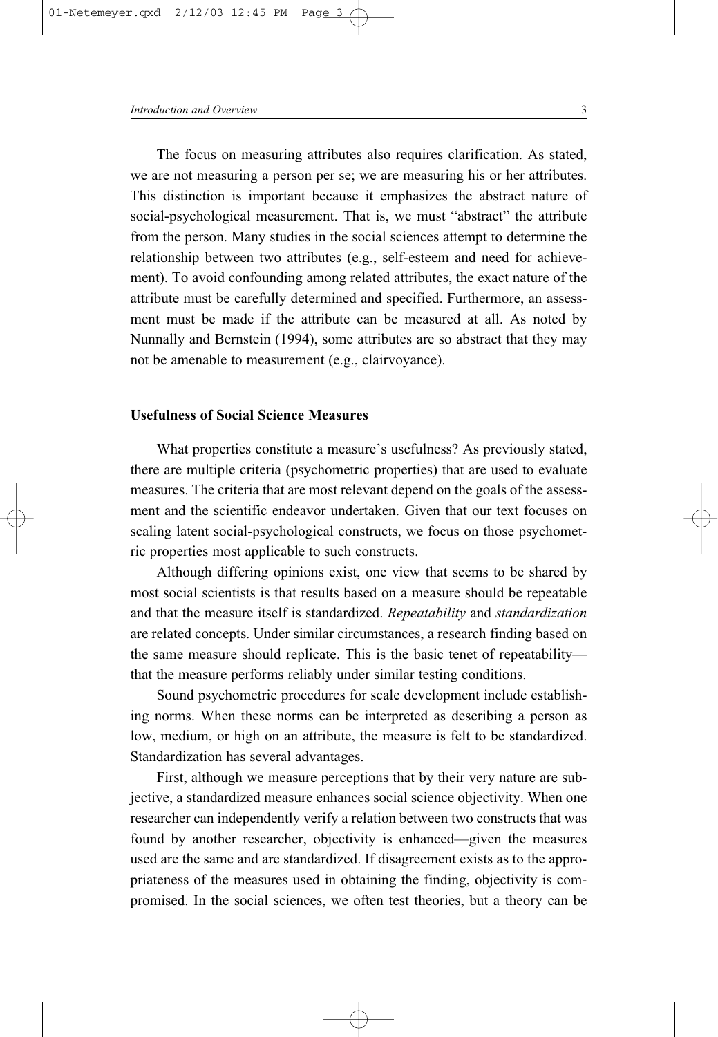The focus on measuring attributes also requires clarification. As stated, we are not measuring a person per se; we are measuring his or her attributes. This distinction is important because it emphasizes the abstract nature of social-psychological measurement. That is, we must "abstract" the attribute from the person. Many studies in the social sciences attempt to determine the relationship between two attributes (e.g., self-esteem and need for achievement). To avoid confounding among related attributes, the exact nature of the attribute must be carefully determined and specified. Furthermore, an assessment must be made if the attribute can be measured at all. As noted by Nunnally and Bernstein (1994), some attributes are so abstract that they may not be amenable to measurement (e.g., clairvoyance).

### Usefulness of Social Science Measures

What properties constitute a measure's usefulness? As previously stated, there are multiple criteria (psychometric properties) that are used to evaluate measures. The criteria that are most relevant depend on the goals of the assessment and the scientific endeavor undertaken. Given that our text focuses on scaling latent social-psychological constructs, we focus on those psychometric properties most applicable to such constructs.

Although differing opinions exist, one view that seems to be shared by most social scientists is that results based on a measure should be repeatable and that the measure itself is standardized. *Repeatability* and *standardization* are related concepts. Under similar circumstances, a research finding based on the same measure should replicate. This is the basic tenet of repeatability—that the measure performs reliably under similar testing conditions.

Sound psychometric procedures for scale development include establishing norms. When these norms can be interpreted as describing a person as low, medium, or high on an attribute, the measure is felt to be standardized. Standardization has several advantages.

First, although we measure perceptions that by their very nature are subjective, a standardized measure enhances social science objectivity. When one researcher can independently verify a relation between two constructs that was found by another researcher, objectivity is enhanced—given the measures used are the same and are standardized. If disagreement exists as to the appropriateness of the measures used in obtaining the finding, objectivity is compromised. In the social sciences, we often test theories, but a theory can be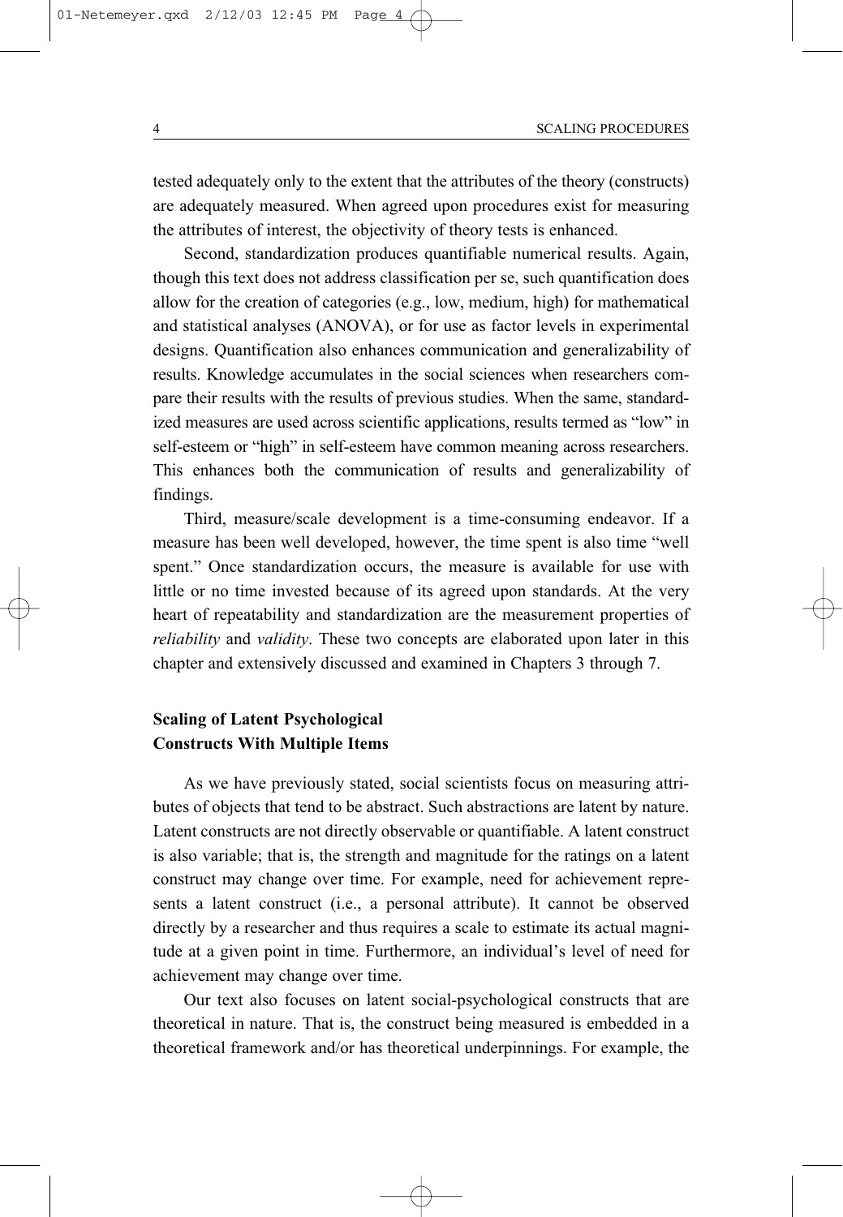tested adequately only to the extent that the attributes of the theory (constructs) are adequately measured. When agreed upon procedures exist for measuring the attributes of interest, the objectivity of theory tests is enhanced.

Second, standardization produces quantifiable numerical results. Again, though this text does not address classification per se, such quantification does allow for the creation of categories (e.g., low, medium, high) for mathematical and statistical analyses (ANOVA), or for use as factor levels in experimental designs. Quantification also enhances communication and generalizability of results. Knowledge accumulates in the social sciences when researchers compare their results with the results of previous studies. When the same, standardized measures are used across scientific applications, results termed as "low" in self-esteem or "high" in self-esteem have common meaning across researchers. This enhances both the communication of results and generalizability of findings.

Third, measure/scale development is a time-consuming endeavor. If a measure has been well developed, however, the time spent is also time "well spent." Once standardization occurs, the measure is available for use with little or no time invested because of its agreed upon standards. At the very heart of repeatability and standardization are the measurement properties of *reliability* and *validity*. These two concepts are elaborated upon later in this chapter and extensively discussed and examined in Chapters 3 through 7.

### Scaling of Latent Psychological Constructs With Multiple Items

As we have previously stated, social scientists focus on measuring attributes of objects that tend to be abstract. Such abstractions are latent by nature. Latent constructs are not directly observable or quantifiable. A latent construct is also variable; that is, the strength and magnitude for the ratings on a latent construct may change over time. For example, need for achievement represents a latent construct (i.e., a personal attribute). It cannot be observed directly by a researcher and thus requires a scale to estimate its actual magnitude at a given point in time. Furthermore, an individual's level of need for achievement may change over time.

Our text also focuses on latent social-psychological constructs that are theoretical in nature. That is, the construct being measured is embedded in a theoretical framework and/or has theoretical underpinnings. For example, the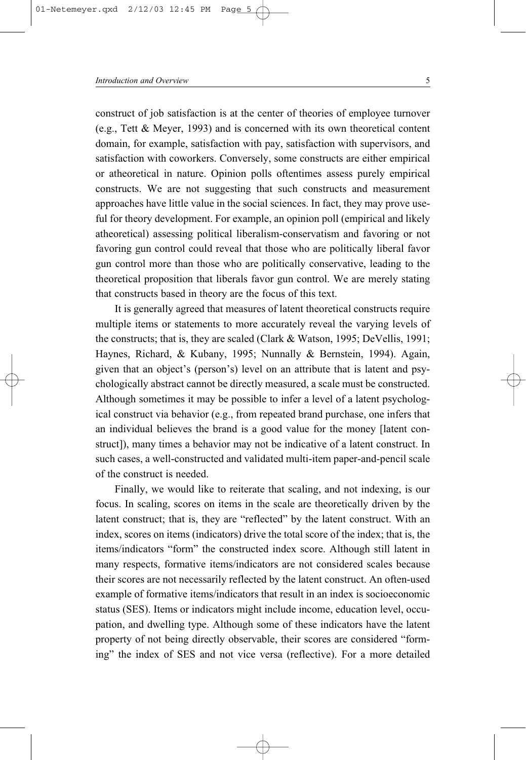construct of job satisfaction is at the center of theories of employee turnover (e.g., Tett & Meyer, 1993) and is concerned with its own theoretical content domain, for example, satisfaction with pay, satisfaction with supervisors, and satisfaction with coworkers. Conversely, some constructs are either empirical or atheoretical in nature. Opinion polls oftentimes assess purely empirical constructs. We are not suggesting that such constructs and measurement approaches have little value in the social sciences. In fact, they may prove useful for theory development. For example, an opinion poll (empirical and likely atheoretical) assessing political liberalism-conservatism and favoring or not favoring gun control could reveal that those who are politically liberal favor gun control more than those who are politically conservative, leading to the theoretical proposition that liberals favor gun control. We are merely stating that constructs based in theory are the focus of this text.

It is generally agreed that measures of latent theoretical constructs require multiple items or statements to more accurately reveal the varying levels of the constructs; that is, they are scaled (Clark & Watson, 1995; DeVellis, 1991; Haynes, Richard, & Kubany, 1995; Nunnally & Bernstein, 1994). Again, given that an object's (person's) level on an attribute that is latent and psychologically abstract cannot be directly measured, a scale must be constructed. Although sometimes it may be possible to infer a level of a latent psychological construct via behavior (e.g., from repeated brand purchase, one infers that an individual believes the brand is a good value for the money [latent construct]), many times a behavior may not be indicative of a latent construct. In such cases, a well-constructed and validated multi-item paper-and-pencil scale of the construct is needed.

Finally, we would like to reiterate that scaling, and not indexing, is our focus. In scaling, scores on items in the scale are theoretically driven by the latent construct; that is, they are "reflected" by the latent construct. With an index, scores on items (indicators) drive the total score of the index; that is, the items/indicators "form" the constructed index score. Although still latent in many respects, formative items/indicators are not considered scales because their scores are not necessarily reflected by the latent construct. An often-used example of formative items/indicators that result in an index is socioeconomic status (SES). Items or indicators might include income, education level, occupation, and dwelling type. Although some of these indicators have the latent property of not being directly observable, their scores are considered "forming" the index of SES and not vice versa (reflective). For a more detailed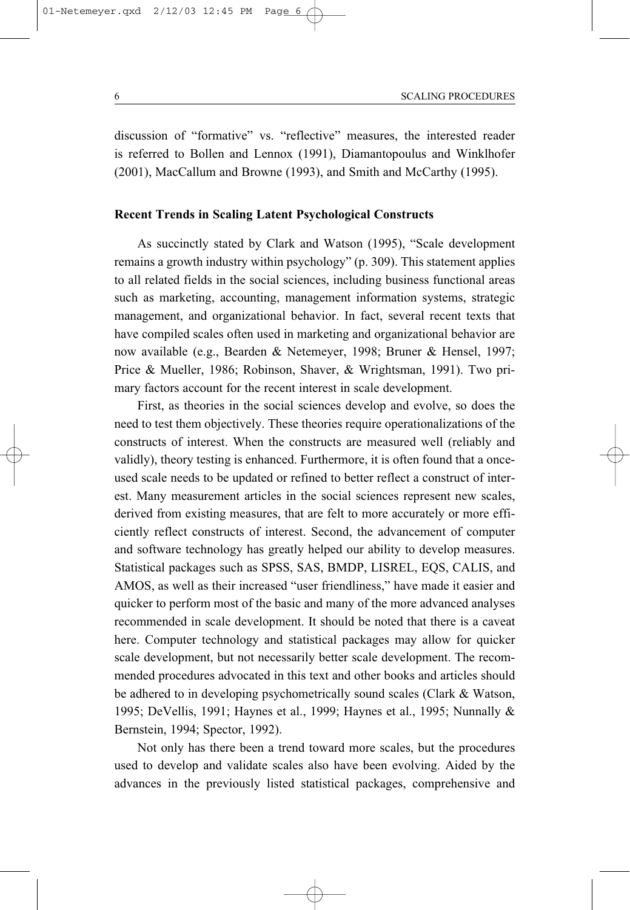discussion of "formative" vs. "reflective" measures, the interested reader is referred to Bollen and Lennox (1991), Diamantopoulus and Winklhofer (2001), MacCallum and Browne (1993), and Smith and McCarthy (1995).

### Recent Trends in Scaling Latent Psychological Constructs

As succinctly stated by Clark and Watson (1995), "Scale development remains a growth industry within psychology" (p. 309). This statement applies to all related fields in the social sciences, including business functional areas such as marketing, accounting, management information systems, strategic management, and organizational behavior. In fact, several recent texts that have compiled scales often used in marketing and organizational behavior are now available (e.g., Bearden & Netemeyer, 1998; Bruner & Hensel, 1997; Price & Mueller, 1986; Robinson, Shaver, & Wrightsman, 1991). Two primary factors account for the recent interest in scale development.

First, as theories in the social sciences develop and evolve, so does the need to test them objectively. These theories require operationalizations of the constructs of interest. When the constructs are measured well (reliably and validly), theory testing is enhanced. Furthermore, it is often found that a once-used scale needs to be updated or refined to better reflect a construct of interest. Many measurement articles in the social sciences represent new scales, derived from existing measures, that are felt to more accurately or more efficiently reflect constructs of interest. Second, the advancement of computer and software technology has greatly helped our ability to develop measures. Statistical packages such as SPSS, SAS, BMDP, LISREL, EQS, CALIS, and AMOS, as well as their increased "user friendliness," have made it easier and quicker to perform most of the basic and many of the more advanced analyses recommended in scale development. It should be noted that there is a caveat here. Computer technology and statistical packages may allow for quicker scale development, but not necessarily better scale development. The recommended procedures advocated in this text and other books and articles should be adhered to in developing psychometrically sound scales (Clark & Watson, 1995; DeVellis, 1991; Haynes et al., 1999; Haynes et al., 1995; Nunnally & Bernstein, 1994; Spector, 1992).

Not only has there been a trend toward more scales, but the procedures used to develop and validate scales also have been evolving. Aided by the advances in the previously listed statistical packages, comprehensive and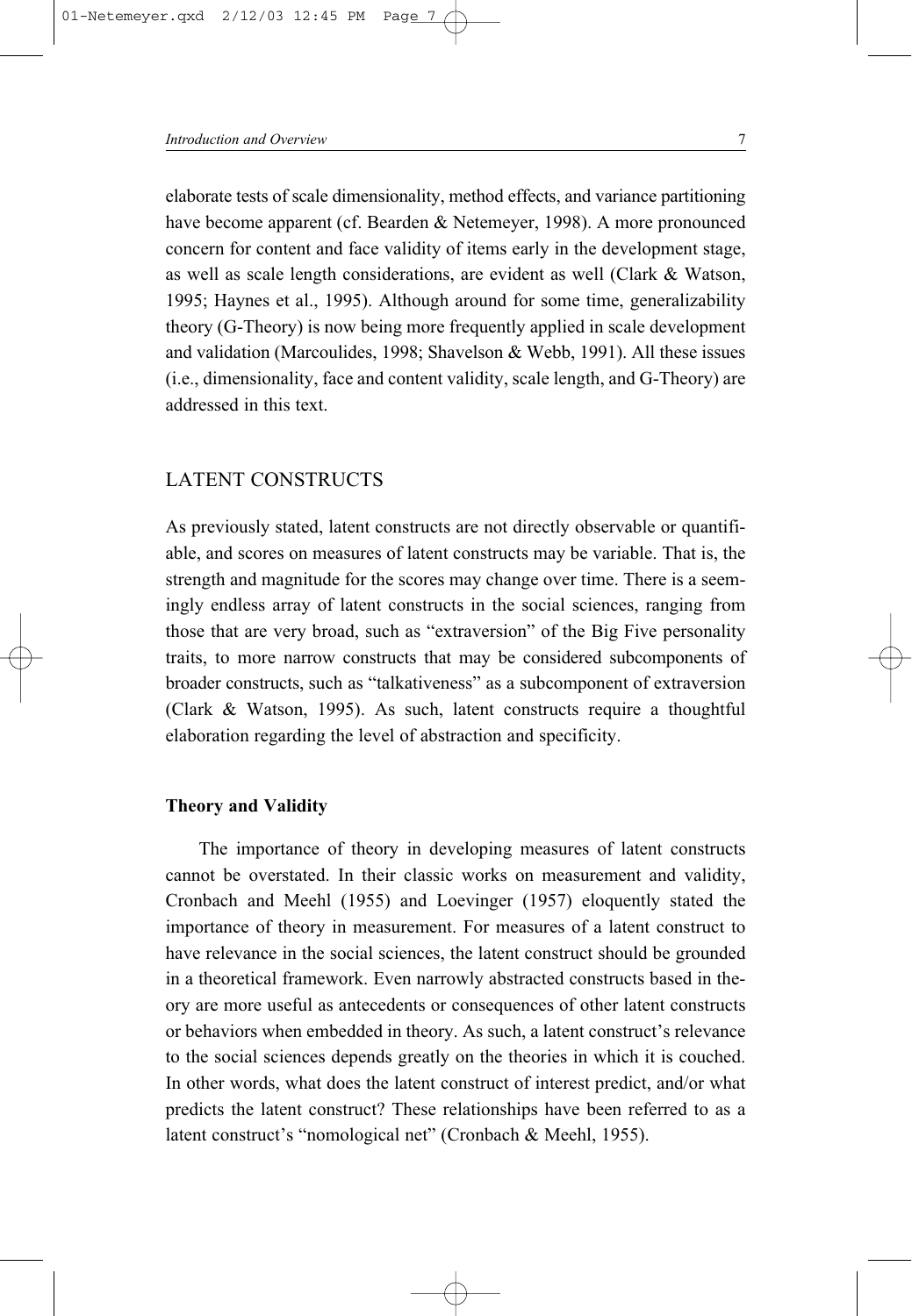elaborate tests of scale dimensionality, method effects, and variance partitioning have become apparent (cf. Bearden & Netemeyer, 1998). A more pronounced concern for content and face validity of items early in the development stage, as well as scale length considerations, are evident as well (Clark & Watson, 1995; Haynes et al., 1995). Although around for some time, generalizability theory (G-Theory) is now being more frequently applied in scale development and validation (Marcoulides, 1998; Shavelson & Webb, 1991). All these issues (i.e., dimensionality, face and content validity, scale length, and G-Theory) are addressed in this text.

## LATENT CONSTRUCTS

As previously stated, latent constructs are not directly observable or quantifiable, and scores on measures of latent constructs may be variable. That is, the strength and magnitude for the scores may change over time. There is a seemingly endless array of latent constructs in the social sciences, ranging from those that are very broad, such as "extraversion" of the Big Five personality traits, to more narrow constructs that may be considered subcomponents of broader constructs, such as "talkativeness" as a subcomponent of extraversion (Clark & Watson, 1995). As such, latent constructs require a thoughtful elaboration regarding the level of abstraction and specificity.

### Theory and Validity

The importance of theory in developing measures of latent constructs cannot be overstated. In their classic works on measurement and validity, Cronbach and Meehl (1955) and Loevinger (1957) eloquently stated the importance of theory in measurement. For measures of a latent construct to have relevance in the social sciences, the latent construct should be grounded in a theoretical framework. Even narrowly abstracted constructs based in theory are more useful as antecedents or consequences of other latent constructs or behaviors when embedded in theory. As such, a latent construct's relevance to the social sciences depends greatly on the theories in which it is couched. In other words, what does the latent construct of interest predict, and/or what predicts the latent construct? These relationships have been referred to as a latent construct's "nomological net" (Cronbach & Meehl, 1955).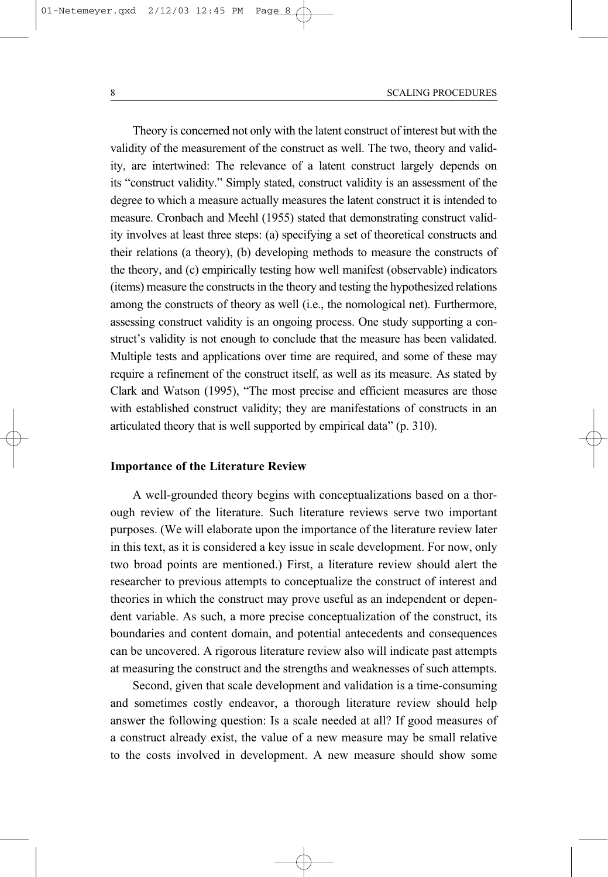Theory is concerned not only with the latent construct of interest but with the validity of the measurement of the construct as well. The two, theory and validity, are intertwined: The relevance of a latent construct largely depends on its "construct validity." Simply stated, construct validity is an assessment of the degree to which a measure actually measures the latent construct it is intended to measure. Cronbach and Meehl (1955) stated that demonstrating construct validity involves at least three steps: (a) specifying a set of theoretical constructs and their relations (a theory), (b) developing methods to measure the constructs of the theory, and (c) empirically testing how well manifest (observable) indicators (items) measure the constructs in the theory and testing the hypothesized relations among the constructs of theory as well (i.e., the nomological net). Furthermore, assessing construct validity is an ongoing process. One study supporting a construct's validity is not enough to conclude that the measure has been validated. Multiple tests and applications over time are required, and some of these may require a refinement of the construct itself, as well as its measure. As stated by Clark and Watson (1995), "The most precise and efficient measures are those with established construct validity; they are manifestations of constructs in an articulated theory that is well supported by empirical data" (p. 310).

### Importance of the Literature Review

A well-grounded theory begins with conceptualizations based on a thorough review of the literature. Such literature reviews serve two important purposes. (We will elaborate upon the importance of the literature review later in this text, as it is considered a key issue in scale development. For now, only two broad points are mentioned.) First, a literature review should alert the researcher to previous attempts to conceptualize the construct of interest and theories in which the construct may prove useful as an independent or dependent variable. As such, a more precise conceptualization of the construct, its boundaries and content domain, and potential antecedents and consequences can be uncovered. A rigorous literature review also will indicate past attempts at measuring the construct and the strengths and weaknesses of such attempts.

Second, given that scale development and validation is a time-consuming and sometimes costly endeavor, a thorough literature review should help answer the following question: Is a scale needed at all? If good measures of a construct already exist, the value of a new measure may be small relative to the costs involved in development. A new measure should show some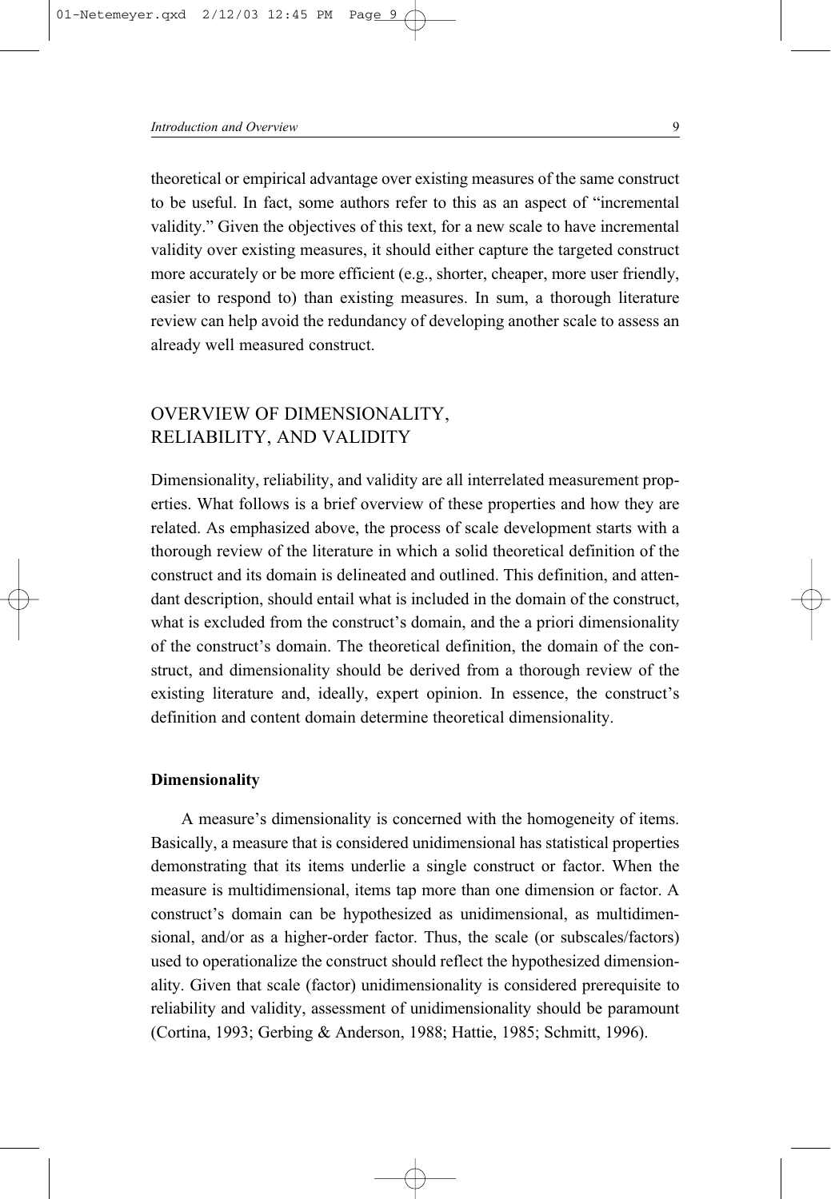theoretical or empirical advantage over existing measures of the same construct to be useful. In fact, some authors refer to this as an aspect of "incremental validity." Given the objectives of this text, for a new scale to have incremental validity over existing measures, it should either capture the targeted construct more accurately or be more efficient (e.g., shorter, cheaper, more user friendly, easier to respond to) than existing measures. In sum, a thorough literature review can help avoid the redundancy of developing another scale to assess an already well measured construct.

## OVERVIEW OF DIMENSIONALITY, RELIABILITY, AND VALIDITY

Dimensionality, reliability, and validity are all interrelated measurement properties. What follows is a brief overview of these properties and how they are related. As emphasized above, the process of scale development starts with a thorough review of the literature in which a solid theoretical definition of the construct and its domain is delineated and outlined. This definition, and attendant description, should entail what is included in the domain of the construct, what is excluded from the construct's domain, and the a priori dimensionality of the construct's domain. The theoretical definition, the domain of the construct, and dimensionality should be derived from a thorough review of the existing literature and, ideally, expert opinion. In essence, the construct's definition and content domain determine theoretical dimensionality.

### Dimensionality

A measure's dimensionality is concerned with the homogeneity of items. Basically, a measure that is considered unidimensional has statistical properties demonstrating that its items underlie a single construct or factor. When the measure is multidimensional, items tap more than one dimension or factor. A construct's domain can be hypothesized as unidimensional, as multidimensional, and/or as a higher-order factor. Thus, the scale (or subscales/factors) used to operationalize the construct should reflect the hypothesized dimensionality. Given that scale (factor) unidimensionality is considered prerequisite to reliability and validity, assessment of unidimensionality should be paramount (Cortina, 1993; Gerbing & Anderson, 1988; Hattie, 1985; Schmitt, 1996).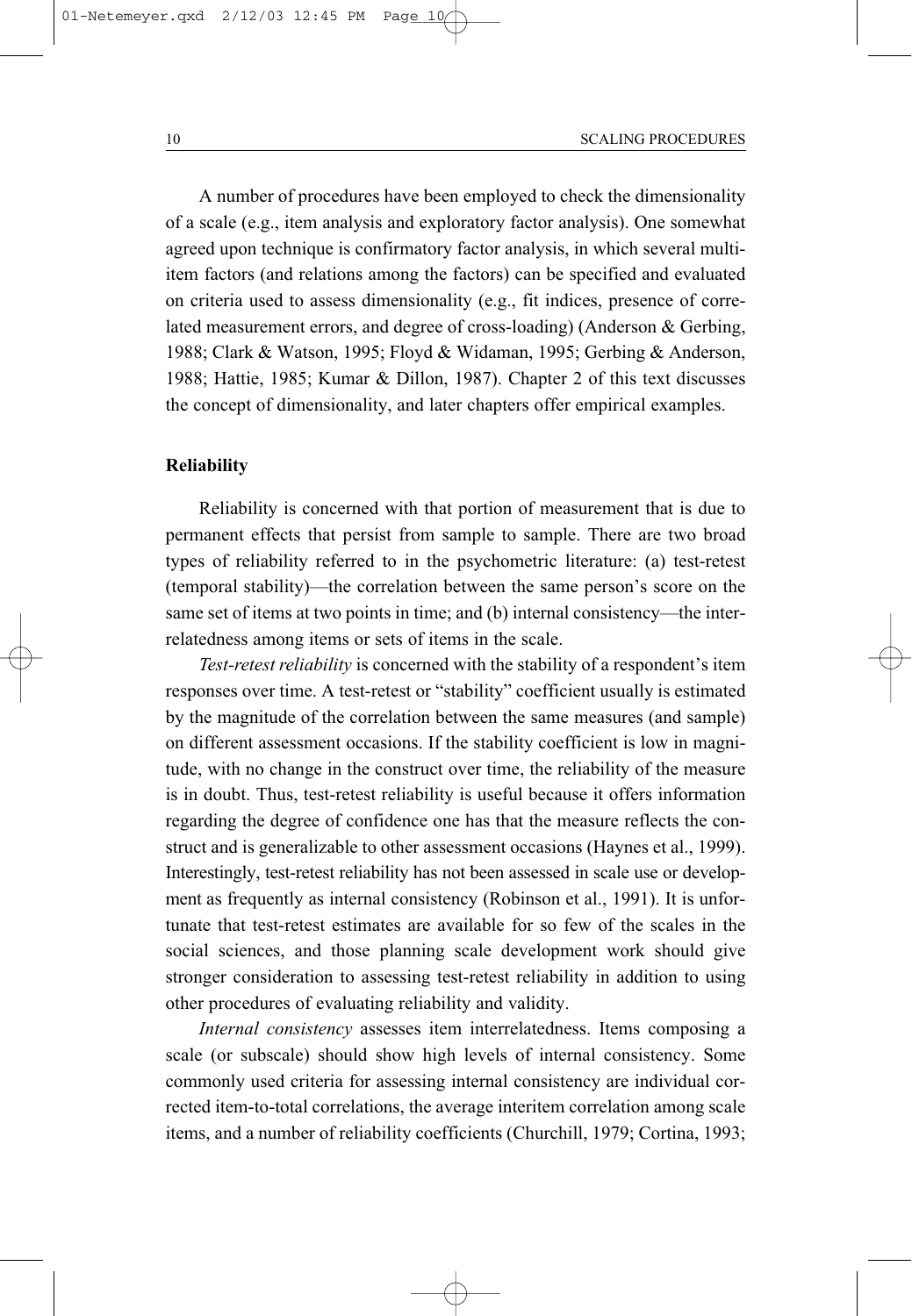A number of procedures have been employed to check the dimensionality of a scale (e.g., item analysis and exploratory factor analysis). One somewhat agreed upon technique is confirmatory factor analysis, in which several multi-item factors (and relations among the factors) can be specified and evaluated on criteria used to assess dimensionality (e.g., fit indices, presence of correlated measurement errors, and degree of cross-loading) (Anderson & Gerbing, 1988; Clark & Watson, 1995; Floyd & Widaman, 1995; Gerbing & Anderson, 1988; Hattie, 1985; Kumar & Dillon, 1987). Chapter 2 of this text discusses the concept of dimensionality, and later chapters offer empirical examples.

**Reliability**

Reliability is concerned with that portion of measurement that is due to permanent effects that persist from sample to sample. There are two broad types of reliability referred to in the psychometric literature: (a) test-retest (temporal stability)—the correlation between the same person's score on the same set of items at two points in time; and (b) internal consistency—the interrelatedness among items or sets of items in the scale.

*Test-retest reliability* is concerned with the stability of a respondent's item responses over time. A test-retest or "stability" coefficient usually is estimated by the magnitude of the correlation between the same measures (and sample) on different assessment occasions. If the stability coefficient is low in magnitude, with no change in the construct over time, the reliability of the measure is in doubt. Thus, test-retest reliability is useful because it offers information regarding the degree of confidence one has that the measure reflects the construct and is generalizable to other assessment occasions (Haynes et al., 1999). Interestingly, test-retest reliability has not been assessed in scale use or development as frequently as internal consistency (Robinson et al., 1991). It is unfortunate that test-retest estimates are available for so few of the scales in the social sciences, and those planning scale development work should give stronger consideration to assessing test-retest reliability in addition to using other procedures of evaluating reliability and validity.

*Internal consistency* assesses item interrelatedness. Items composing a scale (or subscale) should show high levels of internal consistency. Some commonly used criteria for assessing internal consistency are individual corrected item-to-total correlations, the average interitem correlation among scale items, and a number of reliability coefficients (Churchill, 1979; Cortina, 1993;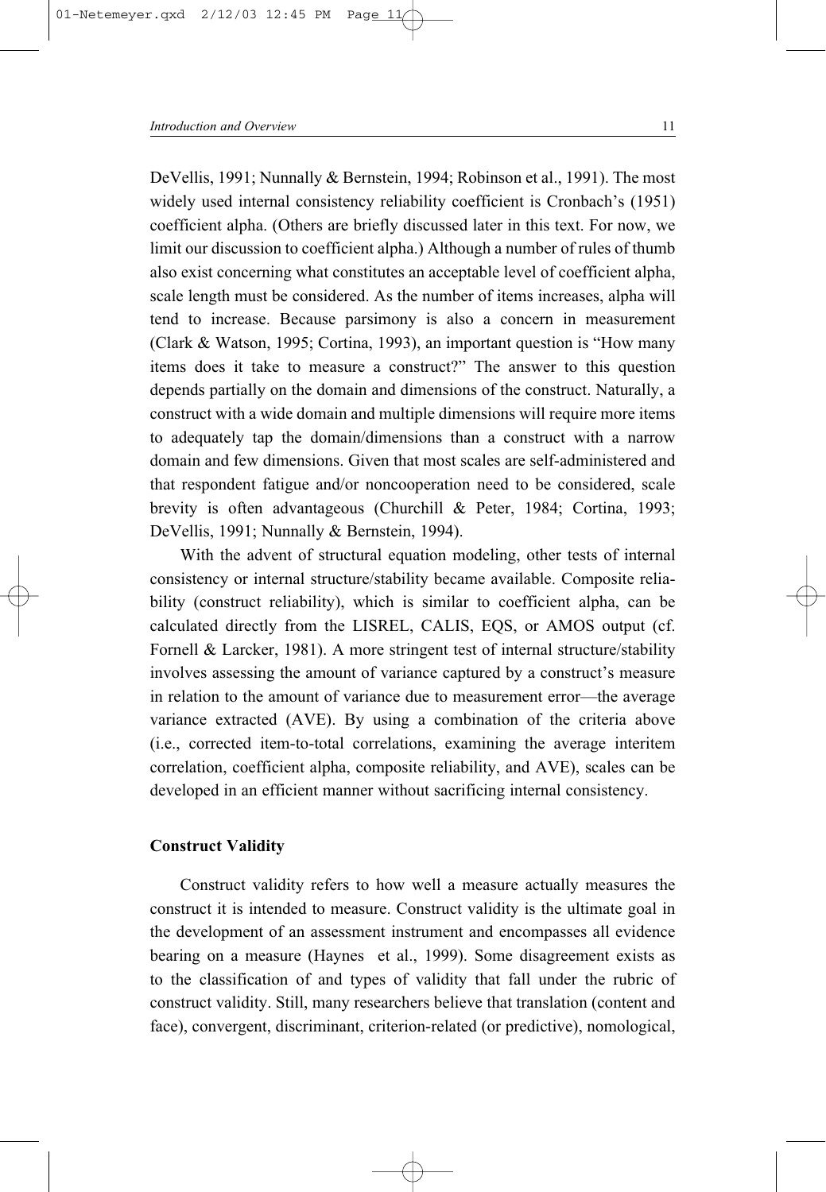DeVellis, 1991; Nunnally & Bernstein, 1994; Robinson et al., 1991). The most widely used internal consistency reliability coefficient is Cronbach's (1951) coefficient alpha. (Others are briefly discussed later in this text. For now, we limit our discussion to coefficient alpha.) Although a number of rules of thumb also exist concerning what constitutes an acceptable level of coefficient alpha, scale length must be considered. As the number of items increases, alpha will tend to increase. Because parsimony is also a concern in measurement (Clark & Watson, 1995; Cortina, 1993), an important question is "How many items does it take to measure a construct?" The answer to this question depends partially on the domain and dimensions of the construct. Naturally, a construct with a wide domain and multiple dimensions will require more items to adequately tap the domain/dimensions than a construct with a narrow domain and few dimensions. Given that most scales are self-administered and that respondent fatigue and/or noncooperation need to be considered, scale brevity is often advantageous (Churchill & Peter, 1984; Cortina, 1993; DeVellis, 1991; Nunnally & Bernstein, 1994).

With the advent of structural equation modeling, other tests of internal consistency or internal structure/stability became available. Composite reliability (construct reliability), which is similar to coefficient alpha, can be calculated directly from the LISREL, CALIS, EQS, or AMOS output (cf. Fornell & Larcker, 1981). A more stringent test of internal structure/stability involves assessing the amount of variance captured by a construct's measure in relation to the amount of variance due to measurement error—the average variance extracted (AVE). By using a combination of the criteria above (i.e., corrected item-to-total correlations, examining the average interitem correlation, coefficient alpha, composite reliability, and AVE), scales can be developed in an efficient manner without sacrificing internal consistency.

### Construct Validity

Construct validity refers to how well a measure actually measures the construct it is intended to measure. Construct validity is the ultimate goal in the development of an assessment instrument and encompasses all evidence bearing on a measure (Haynes et al., 1999). Some disagreement exists as to the classification of and types of validity that fall under the rubric of construct validity. Still, many researchers believe that translation (content and face), convergent, discriminant, criterion-related (or predictive), nomological,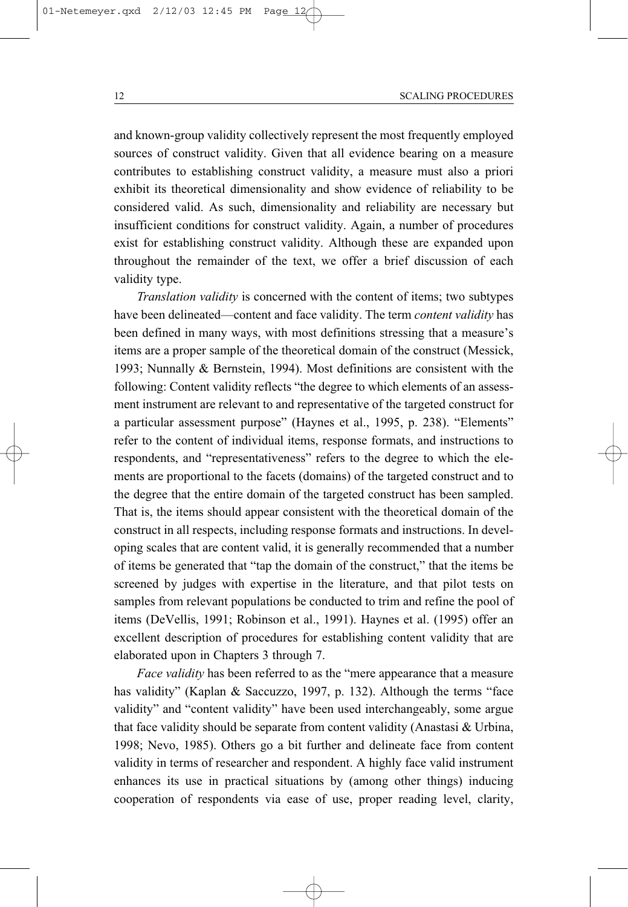and known-group validity collectively represent the most frequently employed sources of construct validity. Given that all evidence bearing on a measure contributes to establishing construct validity, a measure must also a priori exhibit its theoretical dimensionality and show evidence of reliability to be considered valid. As such, dimensionality and reliability are necessary but insufficient conditions for construct validity. Again, a number of procedures exist for establishing construct validity. Although these are expanded upon throughout the remainder of the text, we offer a brief discussion of each validity type.

*Translation validity* is concerned with the content of items; two subtypes have been delineated—content and face validity. The term *content validity* has been defined in many ways, with most definitions stressing that a measure's items are a proper sample of the theoretical domain of the construct (Messick, 1993; Nunnally & Bernstein, 1994). Most definitions are consistent with the following: Content validity reflects "the degree to which elements of an assessment instrument are relevant to and representative of the targeted construct for a particular assessment purpose" (Haynes et al., 1995, p. 238). "Elements" refer to the content of individual items, response formats, and instructions to respondents, and "representativeness" refers to the degree to which the elements are proportional to the facets (domains) of the targeted construct and to the degree that the entire domain of the targeted construct has been sampled. That is, the items should appear consistent with the theoretical domain of the construct in all respects, including response formats and instructions. In developing scales that are content valid, it is generally recommended that a number of items be generated that "tap the domain of the construct," that the items be screened by judges with expertise in the literature, and that pilot tests on samples from relevant populations be conducted to trim and refine the pool of items (DeVellis, 1991; Robinson et al., 1991). Haynes et al. (1995) offer an excellent description of procedures for establishing content validity that are elaborated upon in Chapters 3 through 7.

*Face validity* has been referred to as the "mere appearance that a measure has validity" (Kaplan & Saccuzzo, 1997, p. 132). Although the terms "face validity" and "content validity" have been used interchangeably, some argue that face validity should be separate from content validity (Anastasi & Urbina, 1998; Nevo, 1985). Others go a bit further and delineate face from content validity in terms of researcher and respondent. A highly face valid instrument enhances its use in practical situations by (among other things) inducing cooperation of respondents via ease of use, proper reading level, clarity,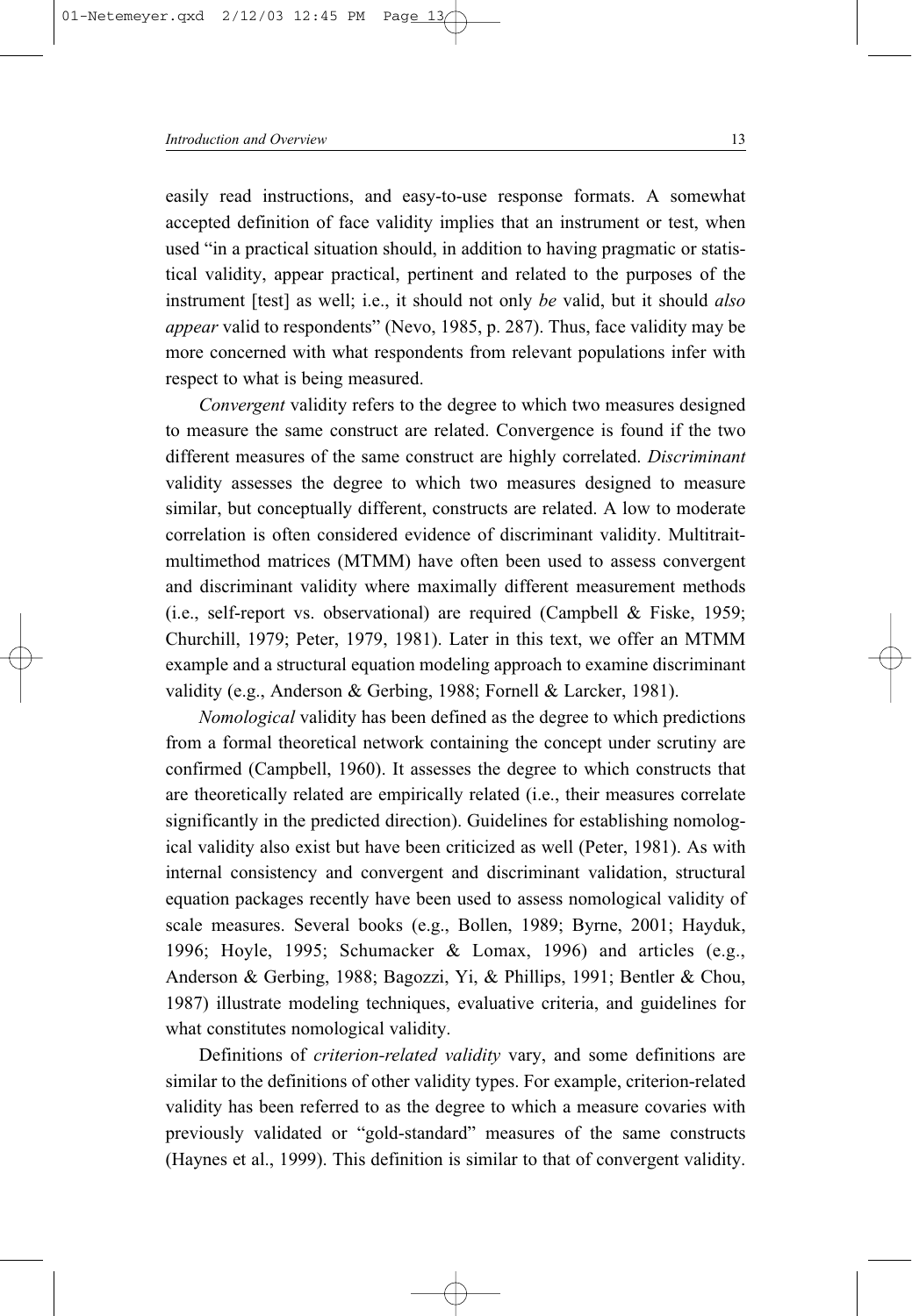easily read instructions, and easy-to-use response formats. A somewhat accepted definition of face validity implies that an instrument or test, when used "in a practical situation should, in addition to having pragmatic or statistical validity, appear practical, pertinent and related to the purposes of the instrument [test] as well; i.e., it should not only *be* valid, but it should *also appear* valid to respondents" (Nevo, 1985, p. 287). Thus, face validity may be more concerned with what respondents from relevant populations infer with respect to what is being measured.

*Convergent* validity refers to the degree to which two measures designed to measure the same construct are related. Convergence is found if the two different measures of the same construct are highly correlated. *Discriminant* validity assesses the degree to which two measures designed to measure similar, but conceptually different, constructs are related. A low to moderate correlation is often considered evidence of discriminant validity. Multitrait-multimethod matrices (MTMM) have often been used to assess convergent and discriminant validity where maximally different measurement methods (i.e., self-report vs. observational) are required (Campbell & Fiske, 1959; Churchill, 1979; Peter, 1979, 1981). Later in this text, we offer an MTMM example and a structural equation modeling approach to examine discriminant validity (e.g., Anderson & Gerbing, 1988; Fornell & Larcker, 1981).

*Nomological* validity has been defined as the degree to which predictions from a formal theoretical network containing the concept under scrutiny are confirmed (Campbell, 1960). It assesses the degree to which constructs that are theoretically related are empirically related (i.e., their measures correlate significantly in the predicted direction). Guidelines for establishing nomological validity also exist but have been criticized as well (Peter, 1981). As with internal consistency and convergent and discriminant validation, structural equation packages recently have been used to assess nomological validity of scale measures. Several books (e.g., Bollen, 1989; Byrne, 2001; Hayduk, 1996; Hoyle, 1995; Schumacker & Lomax, 1996) and articles (e.g., Anderson & Gerbing, 1988; Bagozzi, Yi, & Phillips, 1991; Bentler & Chou, 1987) illustrate modeling techniques, evaluative criteria, and guidelines for what constitutes nomological validity.

Definitions of *criterion-related validity* vary, and some definitions are similar to the definitions of other validity types. For example, criterion-related validity has been referred to as the degree to which a measure covaries with previously validated or "gold-standard" measures of the same constructs (Haynes et al., 1999). This definition is similar to that of convergent validity.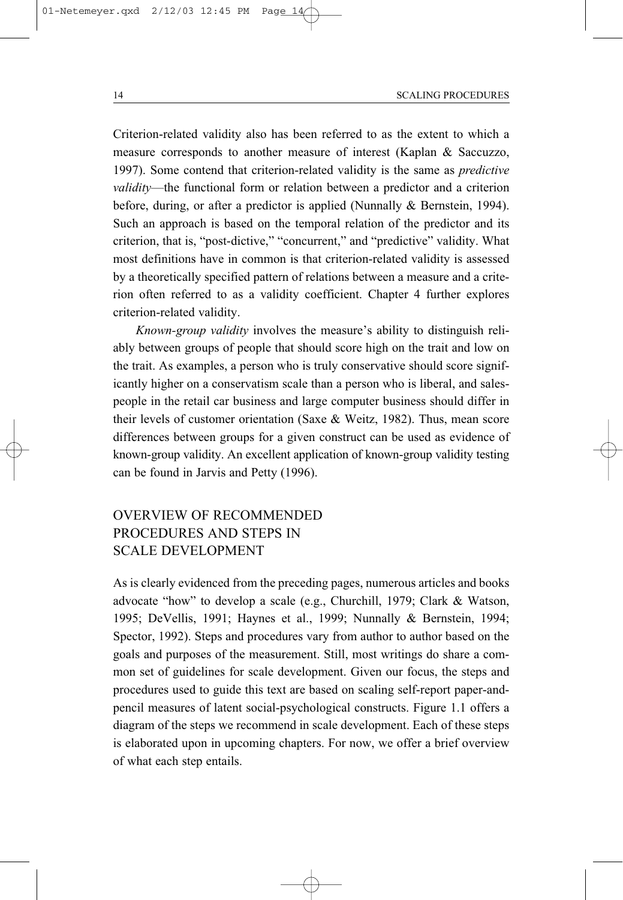Criterion-related validity also has been referred to as the extent to which a measure corresponds to another measure of interest (Kaplan & Saccuzzo, 1997). Some contend that criterion-related validity is the same as *predictive validity*—the functional form or relation between a predictor and a criterion before, during, or after a predictor is applied (Nunnally & Bernstein, 1994). Such an approach is based on the temporal relation of the predictor and its criterion, that is, "post-dictive," "concurrent," and "predictive" validity. What most definitions have in common is that criterion-related validity is assessed by a theoretically specified pattern of relations between a measure and a criterion often referred to as a validity coefficient. Chapter 4 further explores criterion-related validity.

*Known-group validity* involves the measure's ability to distinguish reliably between groups of people that should score high on the trait and low on the trait. As examples, a person who is truly conservative should score significantly higher on a conservatism scale than a person who is liberal, and salespeople in the retail car business and large computer business should differ in their levels of customer orientation (Saxe & Weitz, 1982). Thus, mean score differences between groups for a given construct can be used as evidence of known-group validity. An excellent application of known-group validity testing can be found in Jarvis and Petty (1996).

## OVERVIEW OF RECOMMENDED PROCEDURES AND STEPS IN SCALE DEVELOPMENT

As is clearly evidenced from the preceding pages, numerous articles and books advocate "how" to develop a scale (e.g., Churchill, 1979; Clark & Watson, 1995; DeVellis, 1991; Haynes et al., 1999; Nunnally & Bernstein, 1994; Spector, 1992). Steps and procedures vary from author to author based on the goals and purposes of the measurement. Still, most writings do share a common set of guidelines for scale development. Given our focus, the steps and procedures used to guide this text are based on scaling self-report paper-and-pencil measures of latent social-psychological constructs. Figure 1.1 offers a diagram of the steps we recommend in scale development. Each of these steps is elaborated upon in upcoming chapters. For now, we offer a brief overview of what each step entails.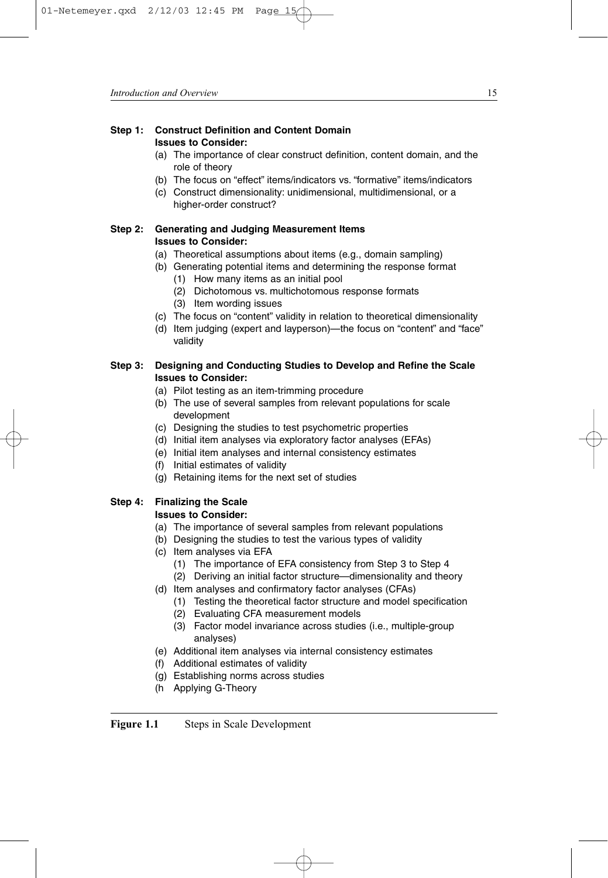**Step 1: Construct Definition and Content Domain**
**Issues to Consider:**

(a) The importance of clear construct definition, content domain, and the role of theory
(b) The focus on "effect" items/indicators vs. "formative" items/indicators
(c) Construct dimensionality: unidimensional, multidimensional, or a higher-order construct?

**Step 2: Generating and Judging Measurement Items**
**Issues to Consider:**

(a) Theoretical assumptions about items (e.g., domain sampling)
(b) Generating potential items and determining the response format
  (1) How many items as an initial pool
  (2) Dichotomous vs. multichotomous response formats
  (3) Item wording issues
(c) The focus on "content" validity in relation to theoretical dimensionality
(d) Item judging (expert and layperson)—the focus on "content" and "face" validity

**Step 3: Designing and Conducting Studies to Develop and Refine the Scale**
**Issues to Consider:**

(a) Pilot testing as an item-trimming procedure
(b) The use of several samples from relevant populations for scale development
(c) Designing the studies to test psychometric properties
(d) Initial item analyses via exploratory factor analyses (EFAs)
(e) Initial item analyses and internal consistency estimates
(f) Initial estimates of validity
(g) Retaining items for the next set of studies

**Step 4: Finalizing the Scale**
**Issues to Consider:**

(a) The importance of several samples from relevant populations
(b) Designing the studies to test the various types of validity
(c) Item analyses via EFA
  (1) The importance of EFA consistency from Step 3 to Step 4
  (2) Deriving an initial factor structure—dimensionality and theory
(d) Item analyses and confirmatory factor analyses (CFAs)
  (1) Testing the theoretical factor structure and model specification
  (2) Evaluating CFA measurement models
  (3) Factor model invariance across studies (i.e., multiple-group analyses)
(e) Additional item analyses via internal consistency estimates
(f) Additional estimates of validity
(g) Establishing norms across studies
(h Applying G-Theory

**Figure 1.1** Steps in Scale Development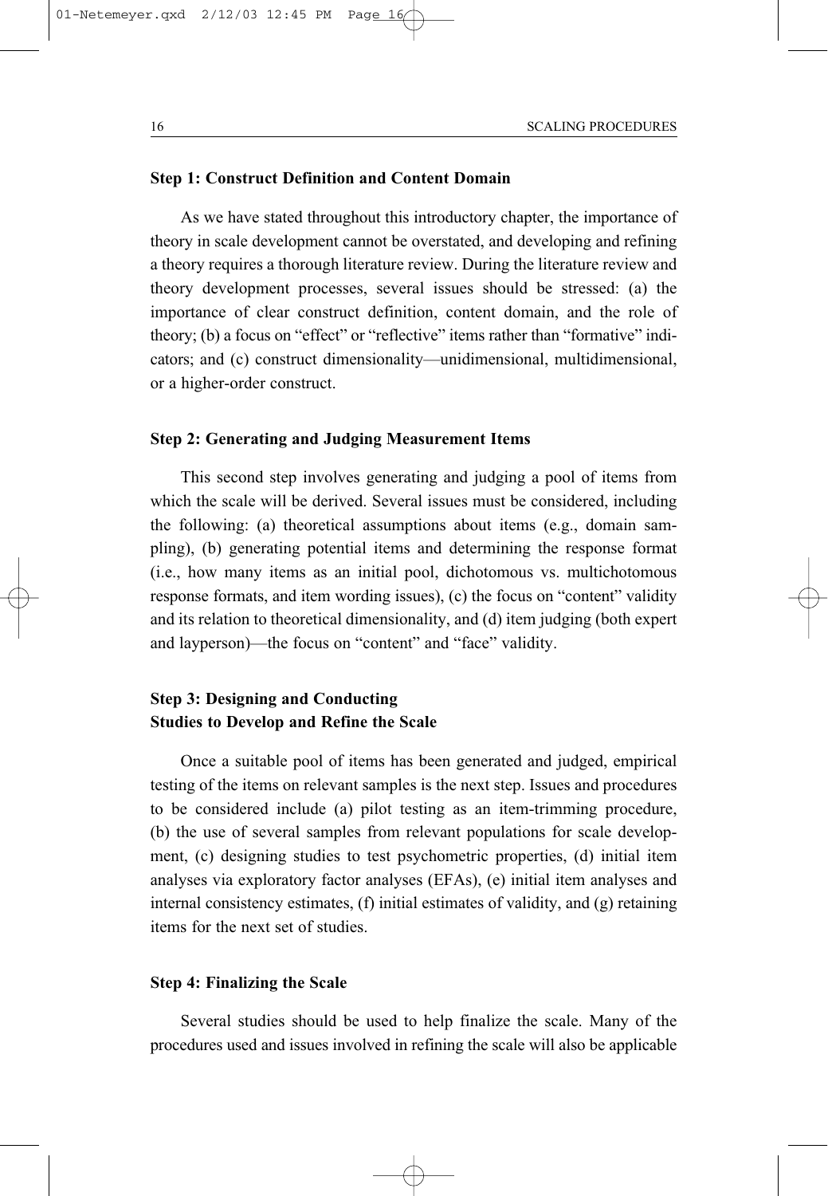### Step 1: Construct Definition and Content Domain

As we have stated throughout this introductory chapter, the importance of theory in scale development cannot be overstated, and developing and refining a theory requires a thorough literature review. During the literature review and theory development processes, several issues should be stressed: (a) the importance of clear construct definition, content domain, and the role of theory; (b) a focus on "effect" or "reflective" items rather than "formative" indicators; and (c) construct dimensionality—unidimensional, multidimensional, or a higher-order construct.

### Step 2: Generating and Judging Measurement Items

This second step involves generating and judging a pool of items from which the scale will be derived. Several issues must be considered, including the following: (a) theoretical assumptions about items (e.g., domain sampling), (b) generating potential items and determining the response format (i.e., how many items as an initial pool, dichotomous vs. multichotomous response formats, and item wording issues), (c) the focus on "content" validity and its relation to theoretical dimensionality, and (d) item judging (both expert and layperson)—the focus on "content" and "face" validity.

### Step 3: Designing and Conducting Studies to Develop and Refine the Scale

Once a suitable pool of items has been generated and judged, empirical testing of the items on relevant samples is the next step. Issues and procedures to be considered include (a) pilot testing as an item-trimming procedure, (b) the use of several samples from relevant populations for scale development, (c) designing studies to test psychometric properties, (d) initial item analyses via exploratory factor analyses (EFAs), (e) initial item analyses and internal consistency estimates, (f) initial estimates of validity, and (g) retaining items for the next set of studies.

### Step 4: Finalizing the Scale

Several studies should be used to help finalize the scale. Many of the procedures used and issues involved in refining the scale will also be applicable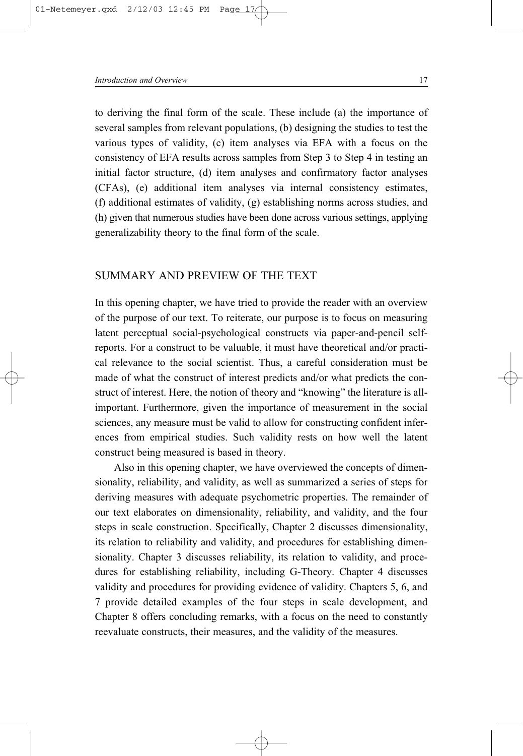to deriving the final form of the scale. These include (a) the importance of several samples from relevant populations, (b) designing the studies to test the various types of validity, (c) item analyses via EFA with a focus on the consistency of EFA results across samples from Step 3 to Step 4 in testing an initial factor structure, (d) item analyses and confirmatory factor analyses (CFAs), (e) additional item analyses via internal consistency estimates, (f) additional estimates of validity, (g) establishing norms across studies, and (h) given that numerous studies have been done across various settings, applying generalizability theory to the final form of the scale.

## SUMMARY AND PREVIEW OF THE TEXT

In this opening chapter, we have tried to provide the reader with an overview of the purpose of our text. To reiterate, our purpose is to focus on measuring latent perceptual social-psychological constructs via paper-and-pencil self-reports. For a construct to be valuable, it must have theoretical and/or practical relevance to the social scientist. Thus, a careful consideration must be made of what the construct of interest predicts and/or what predicts the construct of interest. Here, the notion of theory and "knowing" the literature is all-important. Furthermore, given the importance of measurement in the social sciences, any measure must be valid to allow for constructing confident inferences from empirical studies. Such validity rests on how well the latent construct being measured is based in theory.

Also in this opening chapter, we have overviewed the concepts of dimensionality, reliability, and validity, as well as summarized a series of steps for deriving measures with adequate psychometric properties. The remainder of our text elaborates on dimensionality, reliability, and validity, and the four steps in scale construction. Specifically, Chapter 2 discusses dimensionality, its relation to reliability and validity, and procedures for establishing dimensionality. Chapter 3 discusses reliability, its relation to validity, and procedures for establishing reliability, including G-Theory. Chapter 4 discusses validity and procedures for providing evidence of validity. Chapters 5, 6, and 7 provide detailed examples of the four steps in scale development, and Chapter 8 offers concluding remarks, with a focus on the need to constantly reevaluate constructs, their measures, and the validity of the measures.